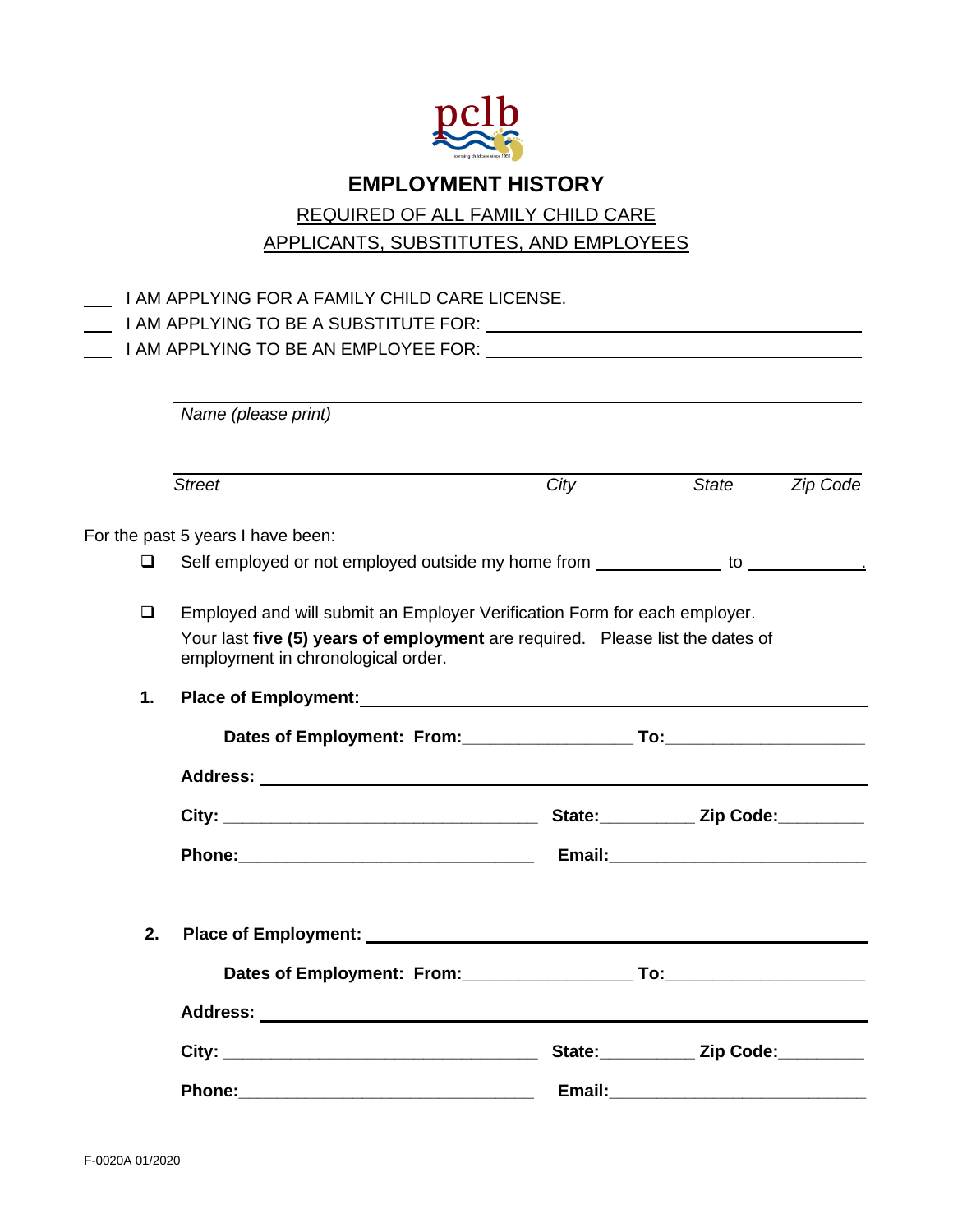pclb

licensing childcare since 1951

# EMPLOYMENT HISTORY

REQUIRED OF ALL FAMILY CHILD CARE APPLICANTS, SUBSTITUTES, AND EMPLOYEES

___ I AM APPLYING FOR A FAMILY CHILD CARE LICENSE.

___ I AM APPLYING TO BE A SUBSTITUTE FOR: ______________________________

___ I AM APPLYING TO BE AN EMPLOYEE FOR: ______________________________

______________________________________________________________
*Name (please print)*

______________________________________________________________
*Street* *City* *State* *Zip Code*

For the past 5 years I have been:

- ❑ Self employed or not employed outside my home from ____________ to ____________.

- ❑ Employed and will submit an Employer Verification Form for each employer.
  Your last **five (5) years of employment** are required. Please list the dates of employment in chronological order.

**1. Place of Employment:** ______________________________________________

**Dates of Employment: From:** _________________ **To:** ____________________

**Address:** ______________________________________________________

**City:** ________________________________ **State:** _________ **Zip Code:** ________

**Phone:** ______________________________ **Email:** __________________________

**2. Place of Employment:** ______________________________________________

**Dates of Employment: From:** _________________ **To:** ____________________

**Address:** ______________________________________________________

**City:** ________________________________ **State:** _________ **Zip Code:** ________

**Phone:** ______________________________ **Email:** __________________________

F-0020A 01/2020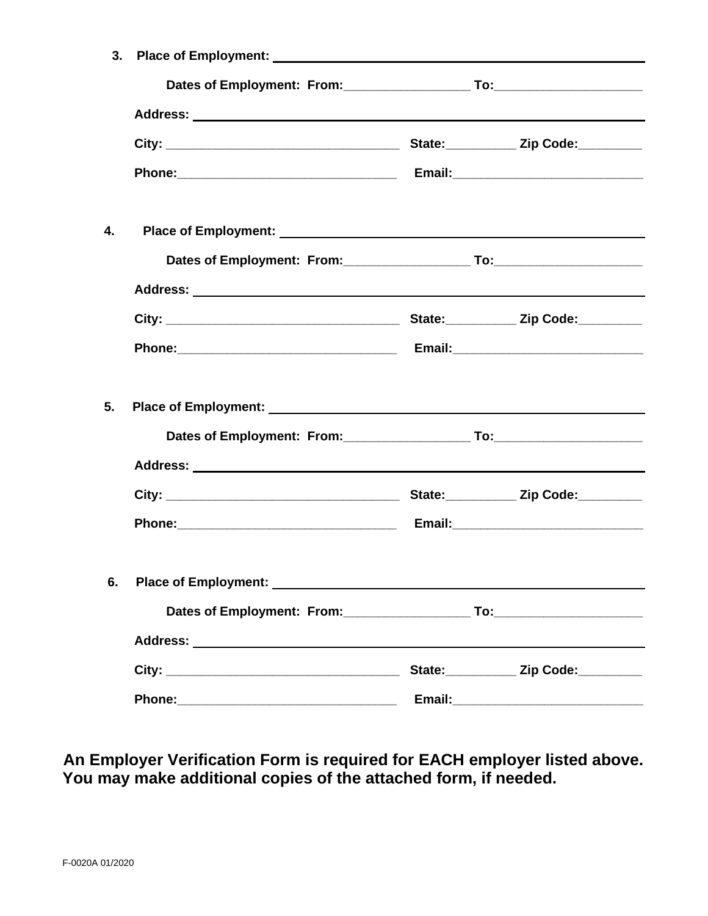3. **Place of Employment:** ______________________________________________

   **Dates of Employment: From:**__________________ **To:**_____________________

   **Address:** ______________________________________________

   **City:** _________________________________ **State:**__________ **Zip Code:**_________

   **Phone:**_______________________________ **Email:**___________________________

4. **Place of Employment:** ______________________________________________

   **Dates of Employment: From:**__________________ **To:**_____________________

   **Address:** ______________________________________________

   **City:** _________________________________ **State:**__________ **Zip Code:**_________

   **Phone:**_______________________________ **Email:**___________________________

5. **Place of Employment:** ______________________________________________

   **Dates of Employment: From:**__________________ **To:**_____________________

   **Address:** ______________________________________________

   **City:** _________________________________ **State:**__________ **Zip Code:**_________

   **Phone:**_______________________________ **Email:**___________________________

6. **Place of Employment:** ______________________________________________

   **Dates of Employment: From:**__________________ **To:**_____________________

   **Address:** ______________________________________________

   **City:** _________________________________ **State:**__________ **Zip Code:**_________

   **Phone:**_______________________________ **Email:**___________________________

**An Employer Verification Form is required for EACH employer listed above. You may make additional copies of the attached form, if needed.**

F-0020A 01/2020